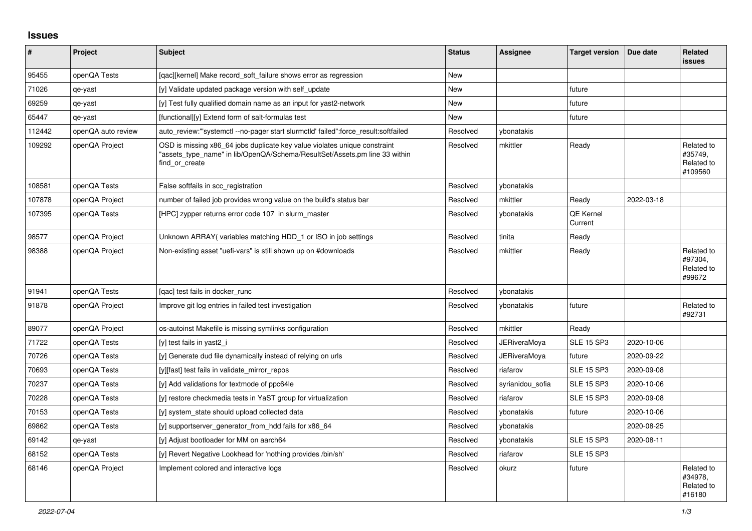## Issues

| # | Project | Subject | Status | Assignee | Target version | Due date | Related issues |
|---|---|---|---|---|---|---|---|
| 95455 | openQA Tests | [qac][kernel] Make record_soft_failure shows error as regression | New | | | | |
| 71026 | qe-yast | [y] Validate updated package version with self_update | New | | future | | |
| 69259 | qe-yast | [y] Test fully qualified domain name as an input for yast2-network | New | | future | | |
| 65447 | qe-yast | [functional][y] Extend form of salt-formulas test | New | | future | | |
| 112442 | openQA auto review | auto_review:"'systemctl --no-pager start slurmctld' failed":force_result:softfailed | Resolved | ybonatakis | | | |
| 109292 | openQA Project | OSD is missing x86_64 jobs duplicate key value violates unique constraint "assets_type_name" in lib/OpenQA/Schema/ResultSet/Assets.pm line 33 within find_or_create | Resolved | mkittler | Ready | | Related to #35749, Related to #109560 |
| 108581 | openQA Tests | False softfails in scc_registration | Resolved | ybonatakis | | | |
| 107878 | openQA Project | number of failed job provides wrong value on the build's status bar | Resolved | mkittler | Ready | 2022-03-18 | |
| 107395 | openQA Tests | [HPC] zypper returns error code 107 in slurm_master | Resolved | ybonatakis | QE Kernel Current | | |
| 98577 | openQA Project | Unknown ARRAY( variables matching HDD_1 or ISO in job settings | Resolved | tinita | Ready | | |
| 98388 | openQA Project | Non-existing asset "uefi-vars" is still shown up on #downloads | Resolved | mkittler | Ready | | Related to #97304, Related to #99672 |
| 91941 | openQA Tests | [qac] test fails in docker_runc | Resolved | ybonatakis | | | |
| 91878 | openQA Project | Improve git log entries in failed test investigation | Resolved | ybonatakis | future | | Related to #92731 |
| 89077 | openQA Project | os-autoinst Makefile is missing symlinks configuration | Resolved | mkittler | Ready | | |
| 71722 | openQA Tests | [y] test fails in yast2_i | Resolved | JERiveraMoya | SLE 15 SP3 | 2020-10-06 | |
| 70726 | openQA Tests | [y] Generate dud file dynamically instead of relying on urls | Resolved | JERiveraMoya | future | 2020-09-22 | |
| 70693 | openQA Tests | [y][fast] test fails in validate_mirror_repos | Resolved | riafarov | SLE 15 SP3 | 2020-09-08 | |
| 70237 | openQA Tests | [y] Add validations for textmode of ppc64le | Resolved | syrianidou_sofia | SLE 15 SP3 | 2020-10-06 | |
| 70228 | openQA Tests | [y] restore checkmedia tests in YaST group for virtualization | Resolved | riafarov | SLE 15 SP3 | 2020-09-08 | |
| 70153 | openQA Tests | [y] system_state should upload collected data | Resolved | ybonatakis | future | 2020-10-06 | |
| 69862 | openQA Tests | [y] supportserver_generator_from_hdd fails for x86_64 | Resolved | ybonatakis | | 2020-08-25 | |
| 69142 | qe-yast | [y] Adjust bootloader for MM on aarch64 | Resolved | ybonatakis | SLE 15 SP3 | 2020-08-11 | |
| 68152 | openQA Tests | [y] Revert Negative Lookhead for 'nothing provides /bin/sh' | Resolved | riafarov | SLE 15 SP3 | | |
| 68146 | openQA Project | Implement colored and interactive logs | Resolved | okurz | future | | Related to #34978, Related to #16180 |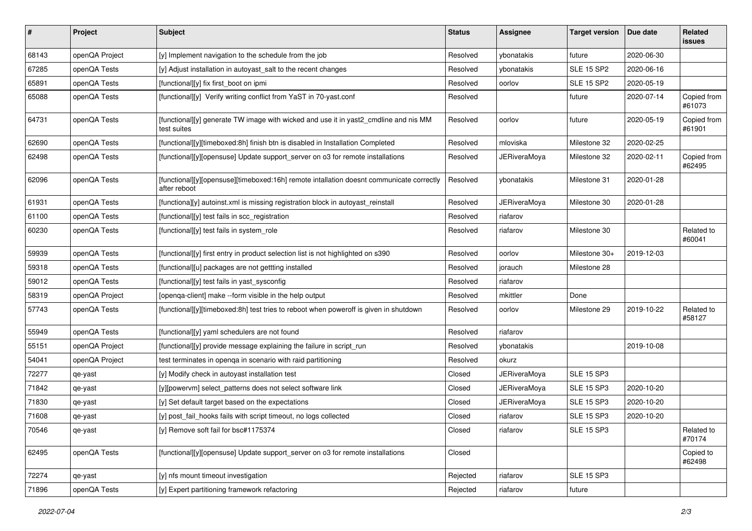| # | Project | Subject | Status | Assignee | Target version | Due date | Related issues |
|---|---|---|---|---|---|---|---|
| 68143 | openQA Project | [y] Implement navigation to the schedule from the job | Resolved | ybonatakis | future | 2020-06-30 | |
| 67285 | openQA Tests | [y] Adjust installation in autoyast_salt to the recent changes | Resolved | ybonatakis | SLE 15 SP2 | 2020-06-16 | |
| 65891 | openQA Tests | [functional][y] fix first_boot on ipmi | Resolved | oorlov | SLE 15 SP2 | 2020-05-19 | |
| 65088 | openQA Tests | [functional][y] Verify writing conflict from YaST in 70-yast.conf | Resolved | | future | 2020-07-14 | Copied from #61073 |
| 64731 | openQA Tests | [functional][y] generate TW image with wicked and use it in yast2_cmdline and nis MM test suites | Resolved | oorlov | future | 2020-05-19 | Copied from #61901 |
| 62690 | openQA Tests | [functional][y][timeboxed:8h] finish btn is disabled in Installation Completed | Resolved | mloviska | Milestone 32 | 2020-02-25 | |
| 62498 | openQA Tests | [functional][y][opensuse] Update support_server on o3 for remote installations | Resolved | JERiveraMoya | Milestone 32 | 2020-02-11 | Copied from #62495 |
| 62096 | openQA Tests | [functional][y][opensuse][timeboxed:16h] remote intallation doesnt communicate correctly after reboot | Resolved | ybonatakis | Milestone 31 | 2020-01-28 | |
| 61931 | openQA Tests | [functiona][y] autoinst.xml is missing registration block in autoyast_reinstall | Resolved | JERiveraMoya | Milestone 30 | 2020-01-28 | |
| 61100 | openQA Tests | [functional][y] test fails in scc_registration | Resolved | riafarov | | | |
| 60230 | openQA Tests | [functional][y] test fails in system_role | Resolved | riafarov | Milestone 30 | | Related to #60041 |
| 59939 | openQA Tests | [functional][y] first entry in product selection list is not highlighted on s390 | Resolved | oorlov | Milestone 30+ | 2019-12-03 | |
| 59318 | openQA Tests | [functional][u] packages are not gettting installed | Resolved | jorauch | Milestone 28 | | |
| 59012 | openQA Tests | [functional][y] test fails in yast_sysconfig | Resolved | riafarov | | | |
| 58319 | openQA Project | [openqa-client] make --form visible in the help output | Resolved | mkittler | Done | | |
| 57743 | openQA Tests | [functional][y][timeboxed:8h] test tries to reboot when poweroff is given in shutdown | Resolved | oorlov | Milestone 29 | 2019-10-22 | Related to #58127 |
| 55949 | openQA Tests | [functional][y] yaml schedulers are not found | Resolved | riafarov | | | |
| 55151 | openQA Project | [functional][y] provide message explaining the failure in script_run | Resolved | ybonatakis | | 2019-10-08 | |
| 54041 | openQA Project | test terminates in openqa in scenario with raid partitioning | Resolved | okurz | | | |
| 72277 | qe-yast | [y] Modify check in autoyast installation test | Closed | JERiveraMoya | SLE 15 SP3 | | |
| 71842 | qe-yast | [y][powervm] select_patterns does not select software link | Closed | JERiveraMoya | SLE 15 SP3 | 2020-10-20 | |
| 71830 | qe-yast | [y] Set default target based on the expectations | Closed | JERiveraMoya | SLE 15 SP3 | 2020-10-20 | |
| 71608 | qe-yast | [y] post_fail_hooks fails with script timeout, no logs collected | Closed | riafarov | SLE 15 SP3 | 2020-10-20 | |
| 70546 | qe-yast | [y] Remove soft fail for bsc#1175374 | Closed | riafarov | SLE 15 SP3 | | Related to #70174 |
| 62495 | openQA Tests | [functional][y][opensuse] Update support_server on o3 for remote installations | Closed | | | | Copied to #62498 |
| 72274 | qe-yast | [y] nfs mount timeout investigation | Rejected | riafarov | SLE 15 SP3 | | |
| 71896 | openQA Tests | [y] Expert partitioning framework refactoring | Rejected | riafarov | future | | |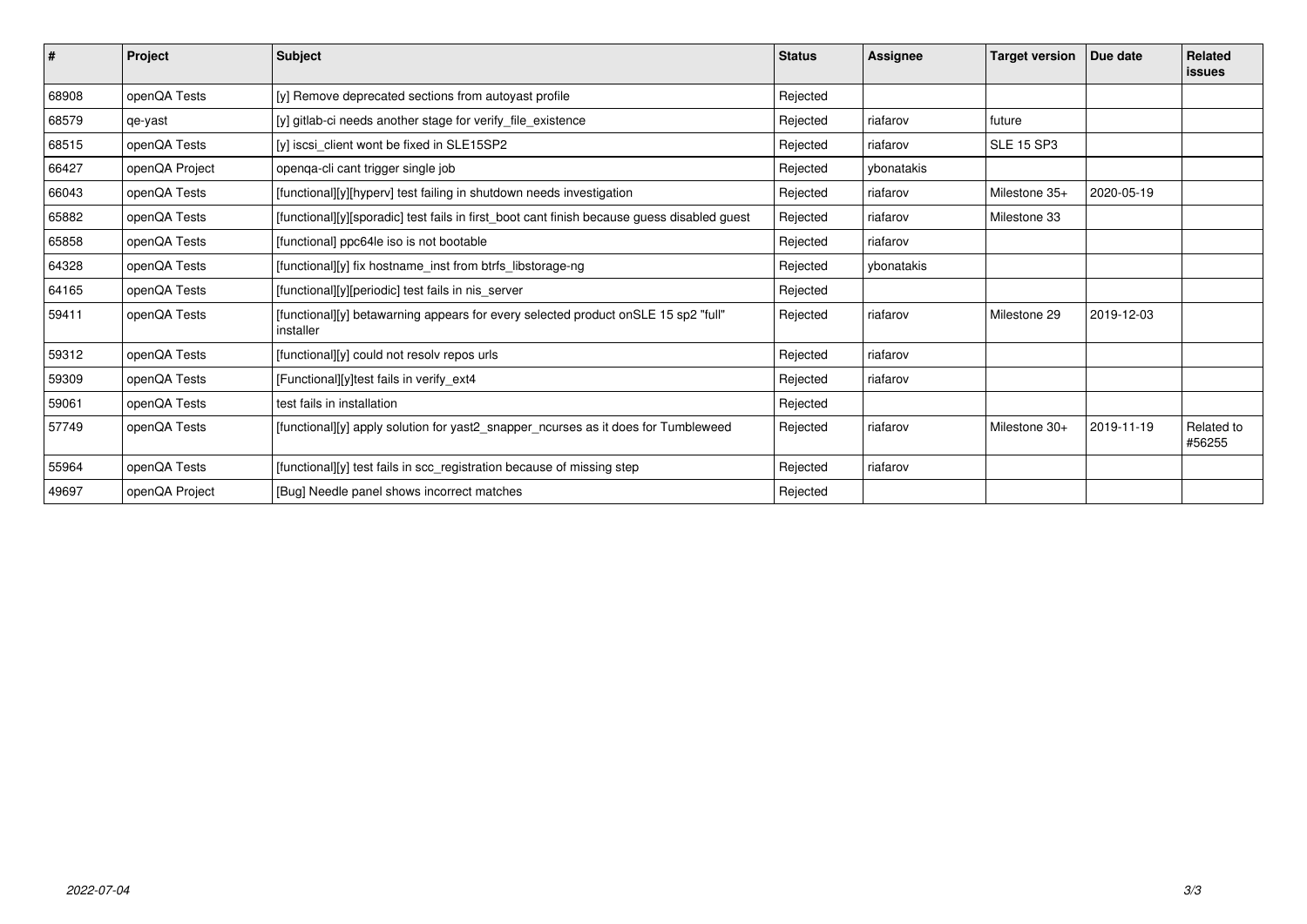| # | Project | Subject | Status | Assignee | Target version | Due date | Related issues |
|---|---|---|---|---|---|---|---|
| 68908 | openQA Tests | [y] Remove deprecated sections from autoyast profile | Rejected | | | | |
| 68579 | qe-yast | [y] gitlab-ci needs another stage for verify_file_existence | Rejected | riafarov | future | | |
| 68515 | openQA Tests | [y] iscsi_client wont be fixed in SLE15SP2 | Rejected | riafarov | SLE 15 SP3 | | |
| 66427 | openQA Project | openqa-cli cant trigger single job | Rejected | ybonatakis | | | |
| 66043 | openQA Tests | [functional][y][hyperv] test failing in shutdown needs investigation | Rejected | riafarov | Milestone 35+ | 2020-05-19 | |
| 65882 | openQA Tests | [functional][y][sporadic] test fails in first_boot cant finish because guess disabled guest | Rejected | riafarov | Milestone 33 | | |
| 65858 | openQA Tests | [functional] ppc64le iso is not bootable | Rejected | riafarov | | | |
| 64328 | openQA Tests | [functional][y] fix hostname_inst from btrfs_libstorage-ng | Rejected | ybonatakis | | | |
| 64165 | openQA Tests | [functional][y][periodic] test fails in nis_server | Rejected | | | | |
| 59411 | openQA Tests | [functional][y] betawarning appears for every selected product onSLE 15 sp2 "full" installer | Rejected | riafarov | Milestone 29 | 2019-12-03 | |
| 59312 | openQA Tests | [functional][y] could not resolv repos urls | Rejected | riafarov | | | |
| 59309 | openQA Tests | [Functional][y]test fails in verify_ext4 | Rejected | riafarov | | | |
| 59061 | openQA Tests | test fails in installation | Rejected | | | | |
| 57749 | openQA Tests | [functional][y] apply solution for yast2_snapper_ncurses as it does for Tumbleweed | Rejected | riafarov | Milestone 30+ | 2019-11-19 | Related to #56255 |
| 55964 | openQA Tests | [functional][y] test fails in scc_registration because of missing step | Rejected | riafarov | | | |
| 49697 | openQA Project | [Bug] Needle panel shows incorrect matches | Rejected | | | | |